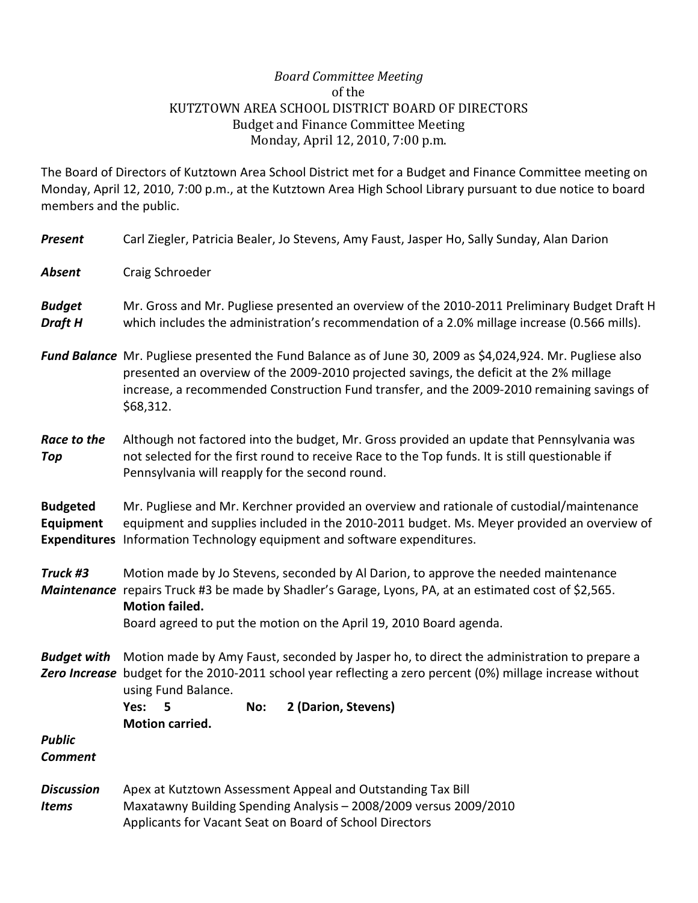*Board Committee Meeting*
of the
KUTZTOWN AREA SCHOOL DISTRICT BOARD OF DIRECTORS
Budget and Finance Committee Meeting
Monday, April 12, 2010, 7:00 p.m.

The Board of Directors of Kutztown Area School District met for a Budget and Finance Committee meeting on Monday, April 12, 2010, 7:00 p.m., at the Kutztown Area High School Library pursuant to due notice to board members and the public.

***Present*** Carl Ziegler, Patricia Bealer, Jo Stevens, Amy Faust, Jasper Ho, Sally Sunday, Alan Darion

***Absent*** Craig Schroeder

***Budget Draft H*** Mr. Gross and Mr. Pugliese presented an overview of the 2010-2011 Preliminary Budget Draft H which includes the administration's recommendation of a 2.0% millage increase (0.566 mills).

***Fund Balance*** Mr. Pugliese presented the Fund Balance as of June 30, 2009 as $4,024,924. Mr. Pugliese also presented an overview of the 2009-2010 projected savings, the deficit at the 2% millage increase, a recommended Construction Fund transfer, and the 2009-2010 remaining savings of $68,312.

***Race to the Top*** Although not factored into the budget, Mr. Gross provided an update that Pennsylvania was not selected for the first round to receive Race to the Top funds. It is still questionable if Pennsylvania will reapply for the second round.

**Budgeted Equipment Expenditures** Mr. Pugliese and Mr. Kerchner provided an overview and rationale of custodial/maintenance equipment and supplies included in the 2010-2011 budget. Ms. Meyer provided an overview of Information Technology equipment and software expenditures.

***Truck #3 Maintenance*** Motion made by Jo Stevens, seconded by Al Darion, to approve the needed maintenance repairs Truck #3 be made by Shadler's Garage, Lyons, PA, at an estimated cost of $2,565.
**Motion failed.**
Board agreed to put the motion on the April 19, 2010 Board agenda.

***Budget with Zero Increase*** Motion made by Amy Faust, seconded by Jasper ho, to direct the administration to prepare a budget for the 2010-2011 school year reflecting a zero percent (0%) millage increase without using Fund Balance.
**Yes: 5 No: 2 (Darion, Stevens)**
**Motion carried.**

***Public Comment***

***Discussion Items***
Apex at Kutztown Assessment Appeal and Outstanding Tax Bill
Maxatawny Building Spending Analysis – 2008/2009 versus 2009/2010
Applicants for Vacant Seat on Board of School Directors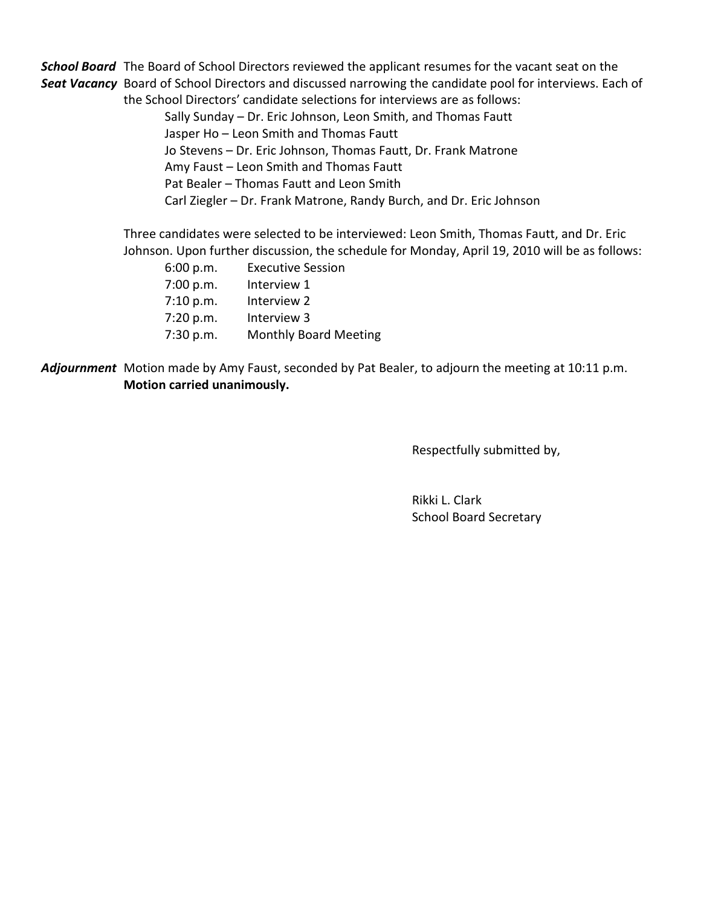***School Board Seat Vacancy*** The Board of School Directors reviewed the applicant resumes for the vacant seat on the Board of School Directors and discussed narrowing the candidate pool for interviews. Each of the School Directors' candidate selections for interviews are as follows:

Sally Sunday – Dr. Eric Johnson, Leon Smith, and Thomas Fautt
Jasper Ho – Leon Smith and Thomas Fautt
Jo Stevens – Dr. Eric Johnson, Thomas Fautt, Dr. Frank Matrone
Amy Faust – Leon Smith and Thomas Fautt
Pat Bealer – Thomas Fautt and Leon Smith
Carl Ziegler – Dr. Frank Matrone, Randy Burch, and Dr. Eric Johnson

Three candidates were selected to be interviewed: Leon Smith, Thomas Fautt, and Dr. Eric Johnson. Upon further discussion, the schedule for Monday, April 19, 2010 will be as follows:

| | |
|---|---|
| 6:00 p.m. | Executive Session |
| 7:00 p.m. | Interview 1 |
| 7:10 p.m. | Interview 2 |
| 7:20 p.m. | Interview 3 |
| 7:30 p.m. | Monthly Board Meeting |

***Adjournment*** Motion made by Amy Faust, seconded by Pat Bealer, to adjourn the meeting at 10:11 p.m. **Motion carried unanimously.**

Respectfully submitted by,

Rikki L. Clark
School Board Secretary